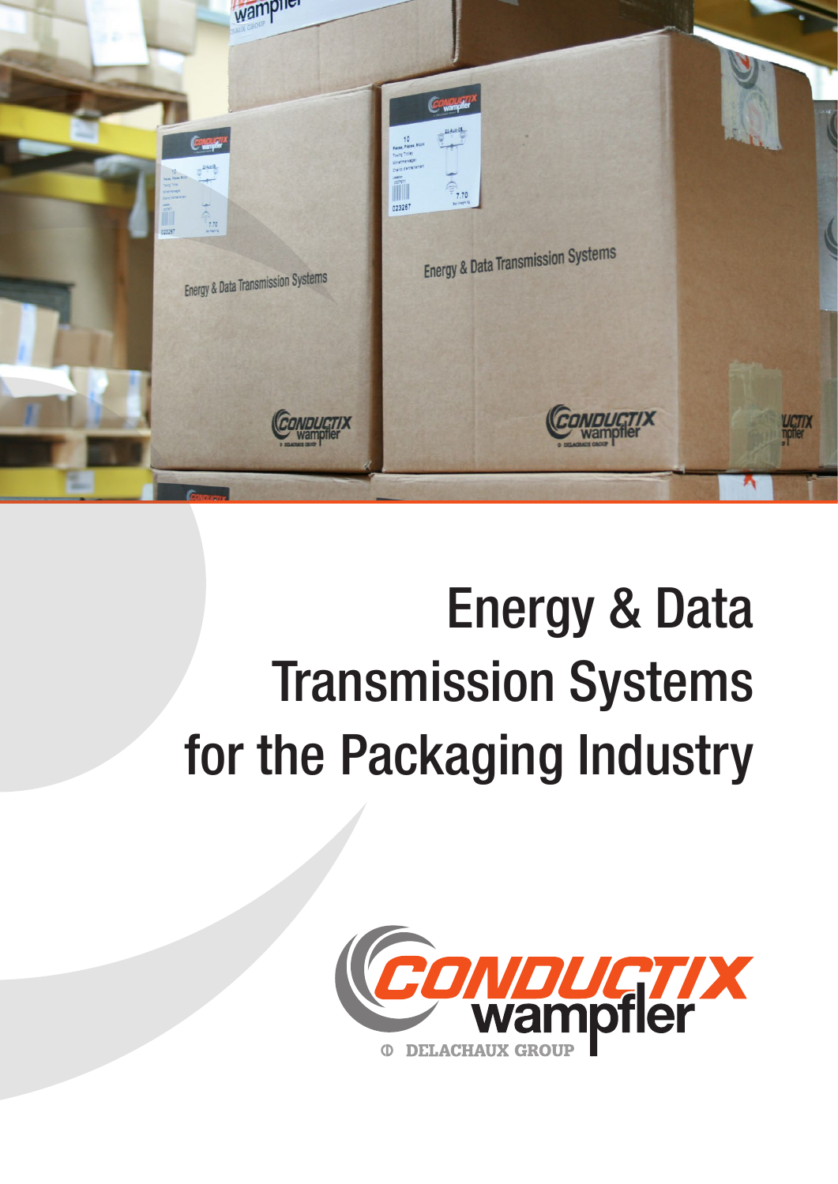# Energy & Data Transmission Systems for the Packaging Industry

CONDUCTIX wampfler

DELACHAUX GROUP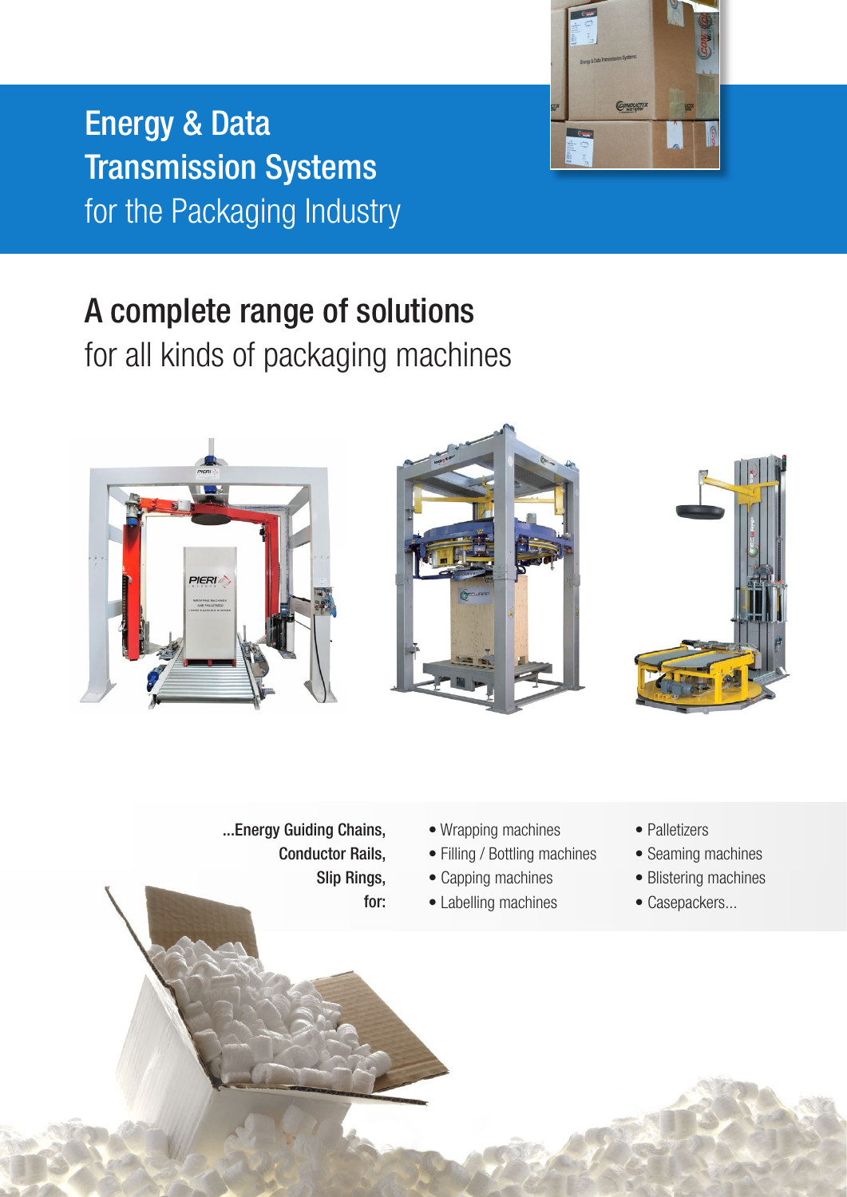# Energy & Data Transmission Systems
for the Packaging Industry

## A complete range of solutions
for all kinds of packaging machines

**...Energy Guiding Chains, Conductor Rails, Slip Rings, for:**

- Wrapping machines
- Filling / Bottling machines
- Capping machines
- Labelling machines
- Palletizers
- Seaming machines
- Blistering machines
- Casepackers...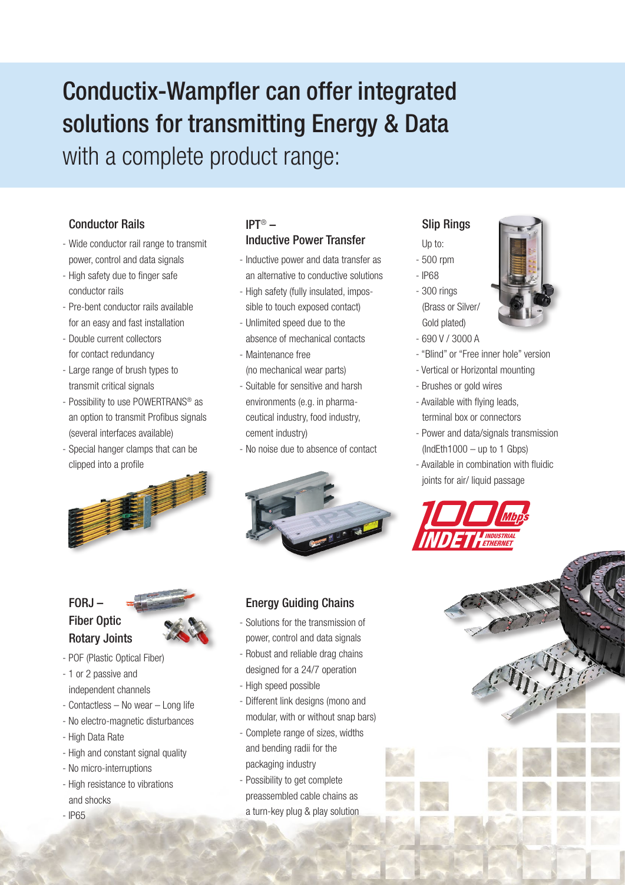# Conductix-Wampfler can offer integrated solutions for transmitting Energy & Data with a complete product range:

## Conductor Rails

- Wide conductor rail range to transmit power, control and data signals
- High safety due to finger safe conductor rails
- Pre-bent conductor rails available for an easy and fast installation
- Double current collectors for contact redundancy
- Large range of brush types to transmit critical signals
- Possibility to use POWERTRANS® as an option to transmit Profibus signals (several interfaces available)
- Special hanger clamps that can be clipped into a profile

## IPT® – Inductive Power Transfer

- Inductive power and data transfer as an alternative to conductive solutions
- High safety (fully insulated, impossible to touch exposed contact)
- Unlimited speed due to the absence of mechanical contacts
- Maintenance free (no mechanical wear parts)
- Suitable for sensitive and harsh environments (e.g. in pharmaceutical industry, food industry, cement industry)
- No noise due to absence of contact

## Slip Rings

Up to:

- 500 rpm
- IP68
- 300 rings (Brass or Silver/ Gold plated)
- 690 V / 3000 A
- "Blind" or "Free inner hole" version
- Vertical or Horizontal mounting
- Brushes or gold wires
- Available with flying leads, terminal box or connectors
- Power and data/signals transmission (IndEth1000 – up to 1 Gbps)
- Available in combination with fluidic joints for air/ liquid passage

1000 Mbps INDETH INDUSTRIAL ETHERNET

## FORJ – Fiber Optic Rotary Joints

- POF (Plastic Optical Fiber)
- 1 or 2 passive and independent channels
- Contactless – No wear – Long life
- No electro-magnetic disturbances
- High Data Rate
- High and constant signal quality
- No micro-interruptions
- High resistance to vibrations and shocks
- IP65

## Energy Guiding Chains

- Solutions for the transmission of power, control and data signals
- Robust and reliable drag chains designed for a 24/7 operation
- High speed possible
- Different link designs (mono and modular, with or without snap bars)
- Complete range of sizes, widths and bending radii for the packaging industry
- Possibility to get complete preassembled cable chains as a turn-key plug & play solution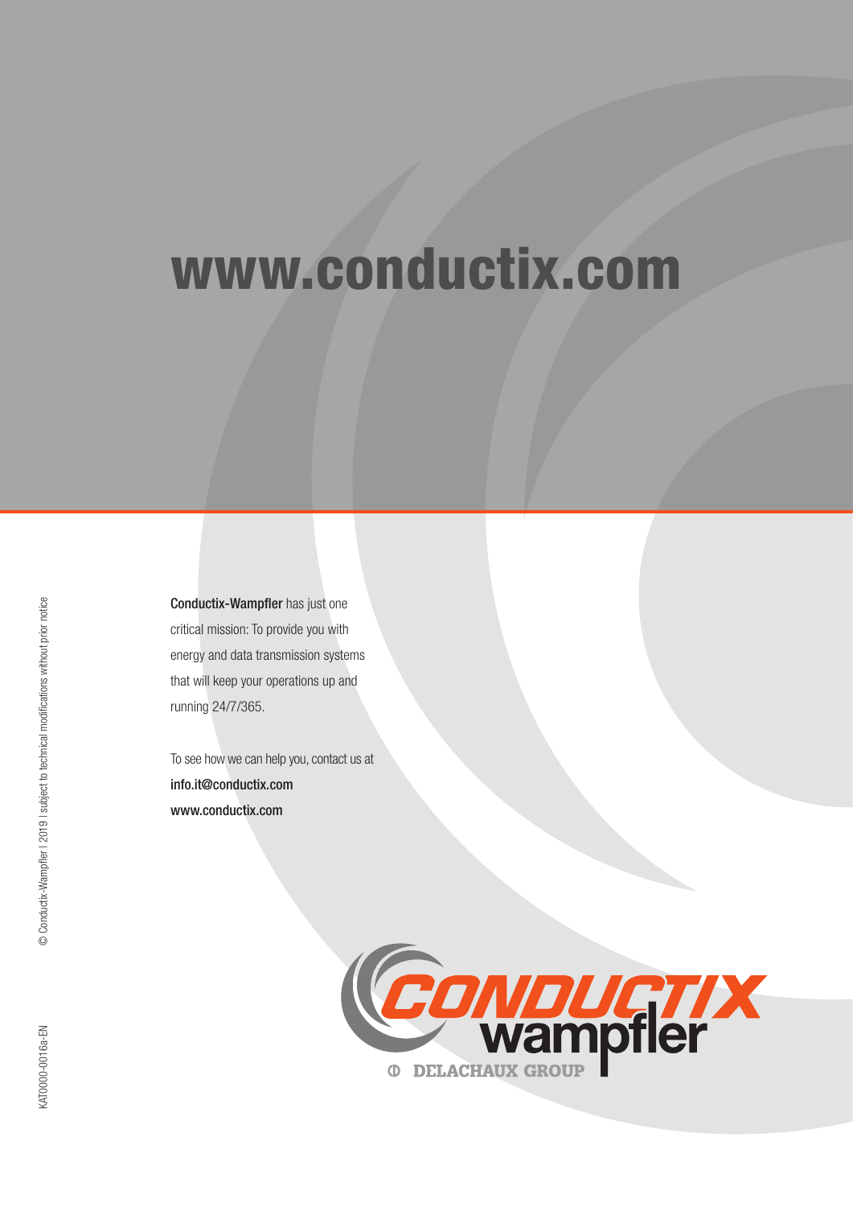# www.conductix.com

**Conductix-Wampfler** has just one critical mission: To provide you with energy and data transmission systems that will keep your operations up and running 24/7/365.

To see how we can help you, contact us at
**info.it@conductix.com**
**www.conductix.com**

CONDUCTIX wampfler
DELACHAUX GROUP

© Conductix-Wampfler | 2019 | subject to technical modifications without prior notice

KAT0000-0016a-EN